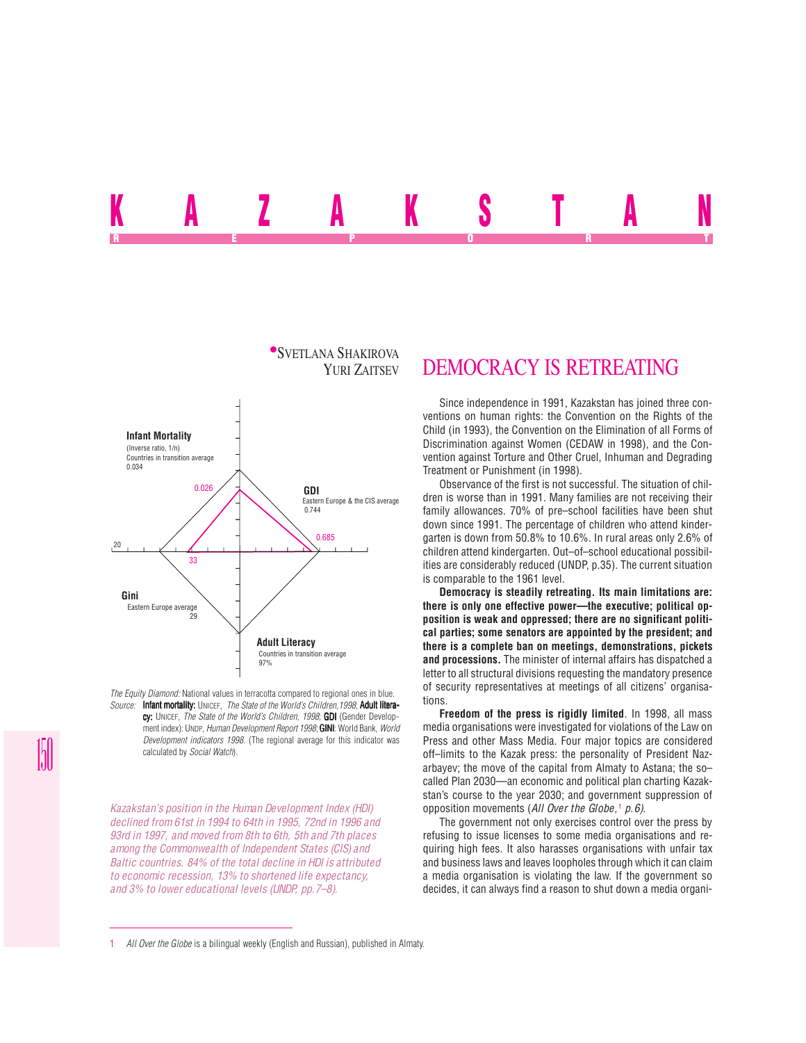# KAZAKSTAN

REPORT

SVETLANA SHAKIROVA
YURI ZAITSEV

Infant Mortality
(Inverse ratio, 1/n)
Countries in transition average
0.034

0.026

GDI
Eastern Europe & the CIS average
0.744

0.685

20

33

Gini
Eastern Europe average
29

Adult Literacy
Countries in transition average
97%

*The Equity Diamond:* National values in terracotta compared to regional ones in blue.
*Source:* **Infant mortality:** UNICEF, *The State of the World's Children, 1998*; **Adult literacy:** UNICEF, *The State of the World's Children, 1998*; **GDI** (Gender Development index): UNDP, *Human Development Report 1998*; **GINI**: World Bank, *World Development indicators 1998*. (The regional average for this indicator was calculated by *Social Watch*).

*Kazakstan's position in the Human Development Index (HDI) declined from 61st in 1994 to 64th in 1995, 72nd in 1996 and 93rd in 1997, and moved from 8th to 6th, 5th and 7th places among the Commonwealth of Independent States (CIS) and Baltic countries. 84% of the total decline in HDI is attributed to economic recession, 13% to shortened life expectancy, and 3% to lower educational levels (UNDP, pp. 7–8).*

## DEMOCRACY IS RETREATING

Since independence in 1991, Kazakstan has joined three conventions on human rights: the Convention on the Rights of the Child (in 1993), the Convention on the Elimination of all Forms of Discrimination against Women (CEDAW in 1998), and the Convention against Torture and Other Cruel, Inhuman and Degrading Treatment or Punishment (in 1998).

Observance of the first is not successful. The situation of children is worse than in 1991. Many families are not receiving their family allowances. 70% of pre–school facilities have been shut down since 1991. The percentage of children who attend kindergarten is down from 50.8% to 10.6%. In rural areas only 2.6% of children attend kindergarten. Out–of–school educational possibilities are considerably reduced (UNDP, p.35). The current situation is comparable to the 1961 level.

**Democracy is steadily retreating. Its main limitations are: there is only one effective power—the executive; political opposition is weak and oppressed; there are no significant political parties; some senators are appointed by the president; and there is a complete ban on meetings, demonstrations, pickets and processions.** The minister of internal affairs has dispatched a letter to all structural divisions requesting the mandatory presence of security representatives at meetings of all citizens' organisations.

**Freedom of the press is rigidly limited**. In 1998, all mass media organisations were investigated for violations of the Law on Press and other Mass Media. Four major topics are considered off–limits to the Kazak press: the personality of President Nazarbayev; the move of the capital from Almaty to Astana; the so–called Plan 2030—an economic and political plan charting Kazakstan's course to the year 2030; and government suppression of opposition movements (*All Over the Globe*,[1] *p. 6).*

The government not only exercises control over the press by refusing to issue licenses to some media organisations and requiring high fees. It also harasses organisations with unfair tax and business laws and leaves loopholes through which it can claim a media organisation is violating the law. If the government so decides, it can always find a reason to shut down a media organi-

1 *All Over the Globe* is a bilingual weekly (English and Russian), published in Almaty.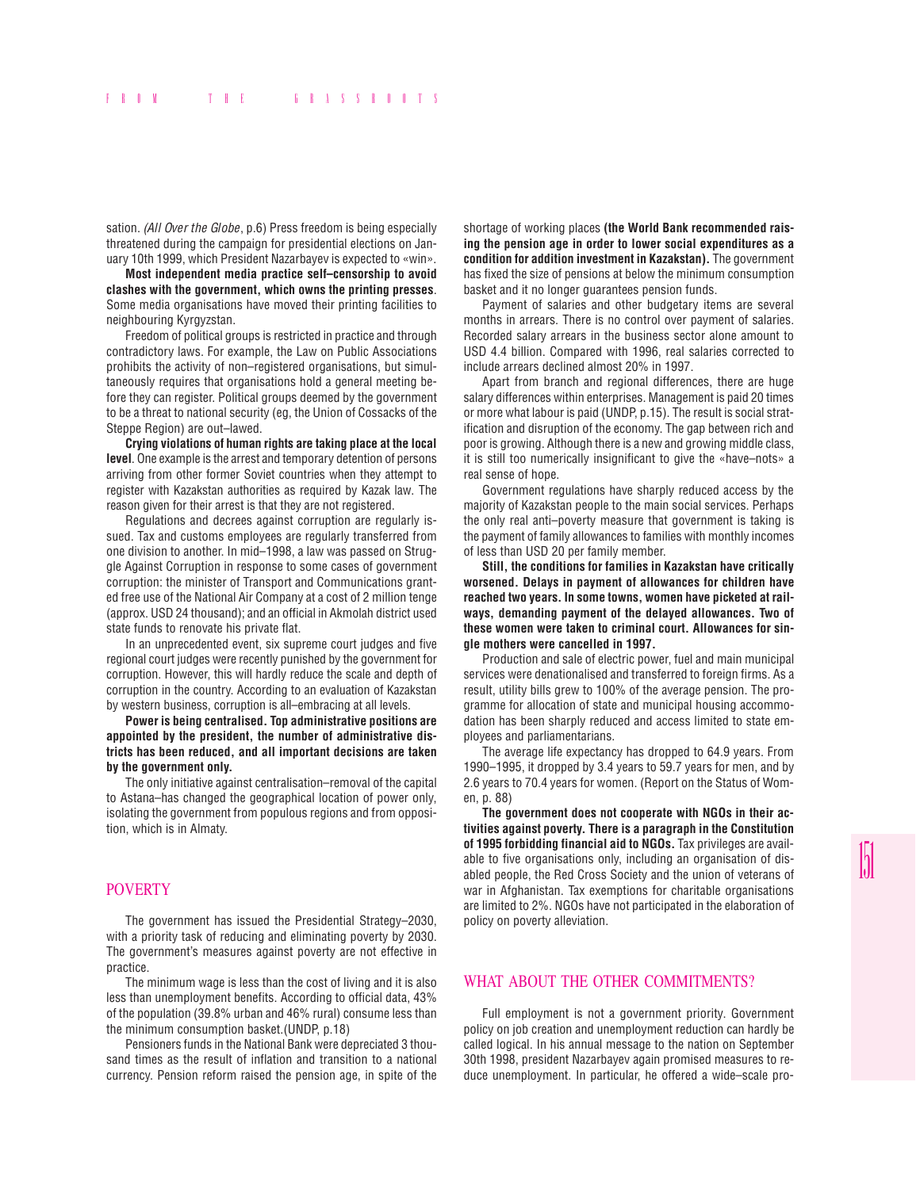sation. *(All Over the Globe*, p.6) Press freedom is being especially threatened during the campaign for presidential elections on January 10th 1999, which President Nazarbayev is expected to «win».

**Most independent media practice self–censorship to avoid clashes with the government, which owns the printing presses**. Some media organisations have moved their printing facilities to neighbouring Kyrgyzstan.

Freedom of political groups is restricted in practice and through contradictory laws. For example, the Law on Public Associations prohibits the activity of non–registered organisations, but simultaneously requires that organisations hold a general meeting before they can register. Political groups deemed by the government to be a threat to national security (eg, the Union of Cossacks of the Steppe Region) are out–lawed.

**Crying violations of human rights are taking place at the local level**. One example is the arrest and temporary detention of persons arriving from other former Soviet countries when they attempt to register with Kazakstan authorities as required by Kazak law. The reason given for their arrest is that they are not registered.

Regulations and decrees against corruption are regularly issued. Tax and customs employees are regularly transferred from one division to another. In mid–1998, a law was passed on Struggle Against Corruption in response to some cases of government corruption: the minister of Transport and Communications granted free use of the National Air Company at a cost of 2 million tenge (approx. USD 24 thousand); and an official in Akmolah district used state funds to renovate his private flat.

In an unprecedented event, six supreme court judges and five regional court judges were recently punished by the government for corruption. However, this will hardly reduce the scale and depth of corruption in the country. According to an evaluation of Kazakstan by western business, corruption is all–embracing at all levels.

**Power is being centralised. Top administrative positions are appointed by the president, the number of administrative districts has been reduced, and all important decisions are taken by the government only.**

The only initiative against centralisation–removal of the capital to Astana–has changed the geographical location of power only, isolating the government from populous regions and from opposition, which is in Almaty.

## POVERTY

The government has issued the Presidential Strategy–2030, with a priority task of reducing and eliminating poverty by 2030. The government's measures against poverty are not effective in practice.

The minimum wage is less than the cost of living and it is also less than unemployment benefits. According to official data, 43% of the population (39.8% urban and 46% rural) consume less than the minimum consumption basket.(UNDP, p.18)

Pensioners funds in the National Bank were depreciated 3 thousand times as the result of inflation and transition to a national currency. Pension reform raised the pension age, in spite of the shortage of working places **(the World Bank recommended raising the pension age in order to lower social expenditures as a condition for addition investment in Kazakstan).** The government has fixed the size of pensions at below the minimum consumption basket and it no longer guarantees pension funds.

Payment of salaries and other budgetary items are several months in arrears. There is no control over payment of salaries. Recorded salary arrears in the business sector alone amount to USD 4.4 billion. Compared with 1996, real salaries corrected to include arrears declined almost 20% in 1997.

Apart from branch and regional differences, there are huge salary differences within enterprises. Management is paid 20 times or more what labour is paid (UNDP, p.15). The result is social stratification and disruption of the economy. The gap between rich and poor is growing. Although there is a new and growing middle class, it is still too numerically insignificant to give the «have–nots» a real sense of hope.

Government regulations have sharply reduced access by the majority of Kazakstan people to the main social services. Perhaps the only real anti–poverty measure that government is taking is the payment of family allowances to families with monthly incomes of less than USD 20 per family member.

**Still, the conditions for families in Kazakstan have critically worsened. Delays in payment of allowances for children have reached two years. In some towns, women have picketed at railways, demanding payment of the delayed allowances. Two of these women were taken to criminal court. Allowances for single mothers were cancelled in 1997.**

Production and sale of electric power, fuel and main municipal services were denationalised and transferred to foreign firms. As a result, utility bills grew to 100% of the average pension. The programme for allocation of state and municipal housing accommodation has been sharply reduced and access limited to state employees and parliamentarians.

The average life expectancy has dropped to 64.9 years. From 1990–1995, it dropped by 3.4 years to 59.7 years for men, and by 2.6 years to 70.4 years for women. (Report on the Status of Women, p. 88)

**The government does not cooperate with NGOs in their activities against poverty. There is a paragraph in the Constitution of 1995 forbidding financial aid to NGOs.** Tax privileges are available to five organisations only, including an organisation of disabled people, the Red Cross Society and the union of veterans of war in Afghanistan. Tax exemptions for charitable organisations are limited to 2%. NGOs have not participated in the elaboration of policy on poverty alleviation.

## WHAT ABOUT THE OTHER COMMITMENTS?

Full employment is not a government priority. Government policy on job creation and unemployment reduction can hardly be called logical. In his annual message to the nation on September 30th 1998, president Nazarbayev again promised measures to reduce unemployment. In particular, he offered a wide–scale pro-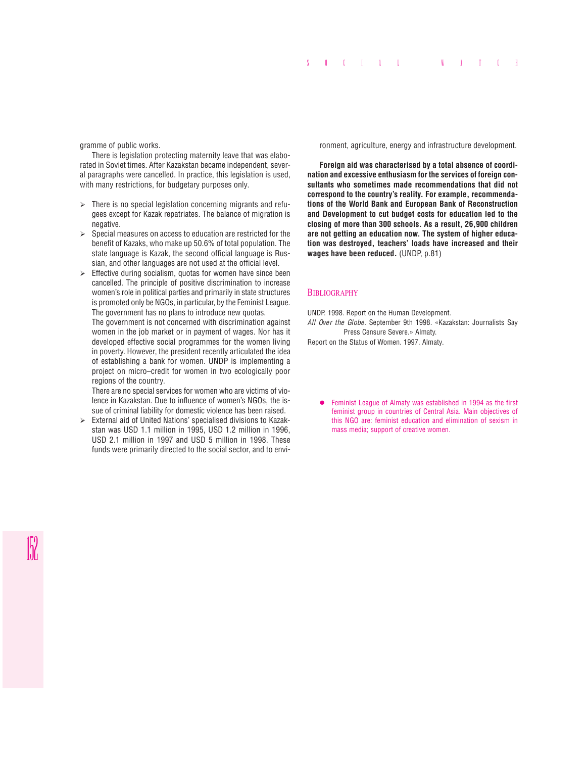gramme of public works.

There is legislation protecting maternity leave that was elaborated in Soviet times. After Kazakstan became independent, several paragraphs were cancelled. In practice, this legislation is used, with many restrictions, for budgetary purposes only.

- There is no special legislation concerning migrants and refugees except for Kazak repatriates. The balance of migration is negative.
- Special measures on access to education are restricted for the benefit of Kazaks, who make up 50.6% of total population. The state language is Kazak, the second official language is Russian, and other languages are not used at the official level.
- Effective during socialism, quotas for women have since been cancelled. The principle of positive discrimination to increase women's role in political parties and primarily in state structures is promoted only be NGOs, in particular, by the Feminist League. The government has no plans to introduce new quotas.
  The government is not concerned with discrimination against women in the job market or in payment of wages. Nor has it developed effective social programmes for the women living in poverty. However, the president recently articulated the idea of establishing a bank for women. UNDP is implementing a project on micro–credit for women in two ecologically poor regions of the country.
  There are no special services for women who are victims of violence in Kazakstan. Due to influence of women's NGOs, the issue of criminal liability for domestic violence has been raised.
- External aid of United Nations' specialised divisions to Kazakstan was USD 1.1 million in 1995, USD 1.2 million in 1996, USD 2.1 million in 1997 and USD 5 million in 1998. These funds were primarily directed to the social sector, and to environment, agriculture, energy and infrastructure development.

**Foreign aid was characterised by a total absence of coordination and excessive enthusiasm for the services of foreign consultants who sometimes made recommendations that did not correspond to the country's reality. For example, recommendations of the World Bank and European Bank of Reconstruction and Development to cut budget costs for education led to the closing of more than 300 schools. As a result, 26,900 children are not getting an education now. The system of higher education was destroyed, teachers' loads have increased and their wages have been reduced.** (UNDP, p.81)

## Bibliography

UNDP. 1998. Report on the Human Development.

*All Over the Globe*. September 9th 1998. «Kazakstan: Journalists Say Press Censure Severe.» Almaty.

Report on the Status of Women. 1997. Almaty.

- Feminist League of Almaty was established in 1994 as the first feminist group in countries of Central Asia. Main objectives of this NGO are: feminist education and elimination of sexism in mass media; support of creative women.